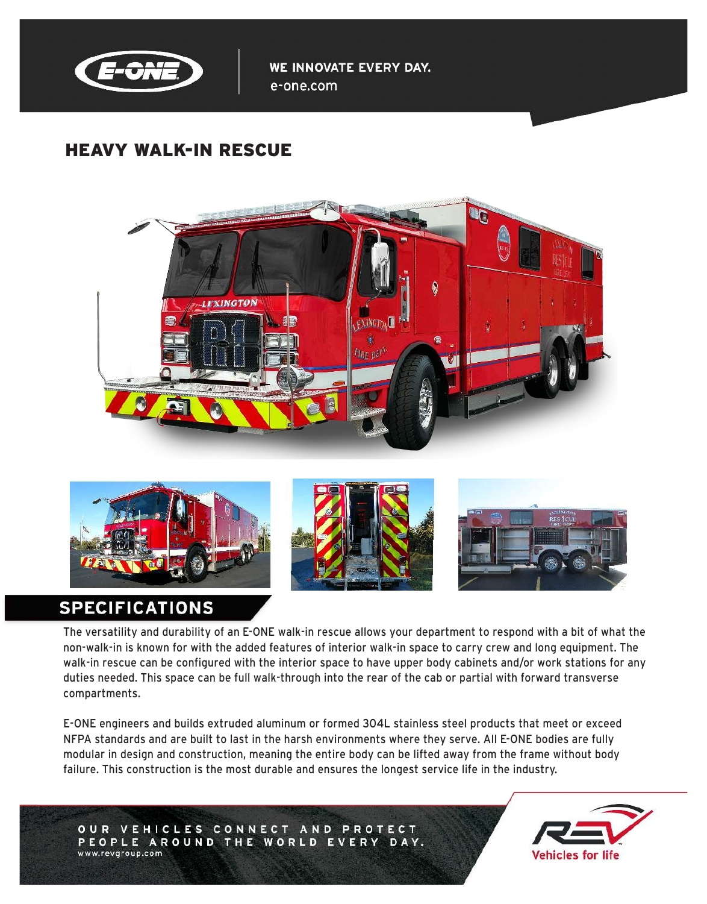WE INNOVATE EVERY DAY.
e-one.com

# HEAVY WALK-IN RESCUE

## SPECIFICATIONS

The versatility and durability of an E-ONE walk-in rescue allows your department to respond with a bit of what the non-walk-in is known for with the added features of interior walk-in space to carry crew and long equipment. The walk-in rescue can be configured with the interior space to have upper body cabinets and/or work stations for any duties needed. This space can be full walk-through into the rear of the cab or partial with forward transverse compartments.

E-ONE engineers and builds extruded aluminum or formed 304L stainless steel products that meet or exceed NFPA standards and are built to last in the harsh environments where they serve. All E-ONE bodies are fully modular in design and construction, meaning the entire body can be lifted away from the frame without body failure. This construction is the most durable and ensures the longest service life in the industry.

OUR VEHICLES CONNECT AND PROTECT PEOPLE AROUND THE WORLD EVERY DAY.
www.revgroup.com

Vehicles for life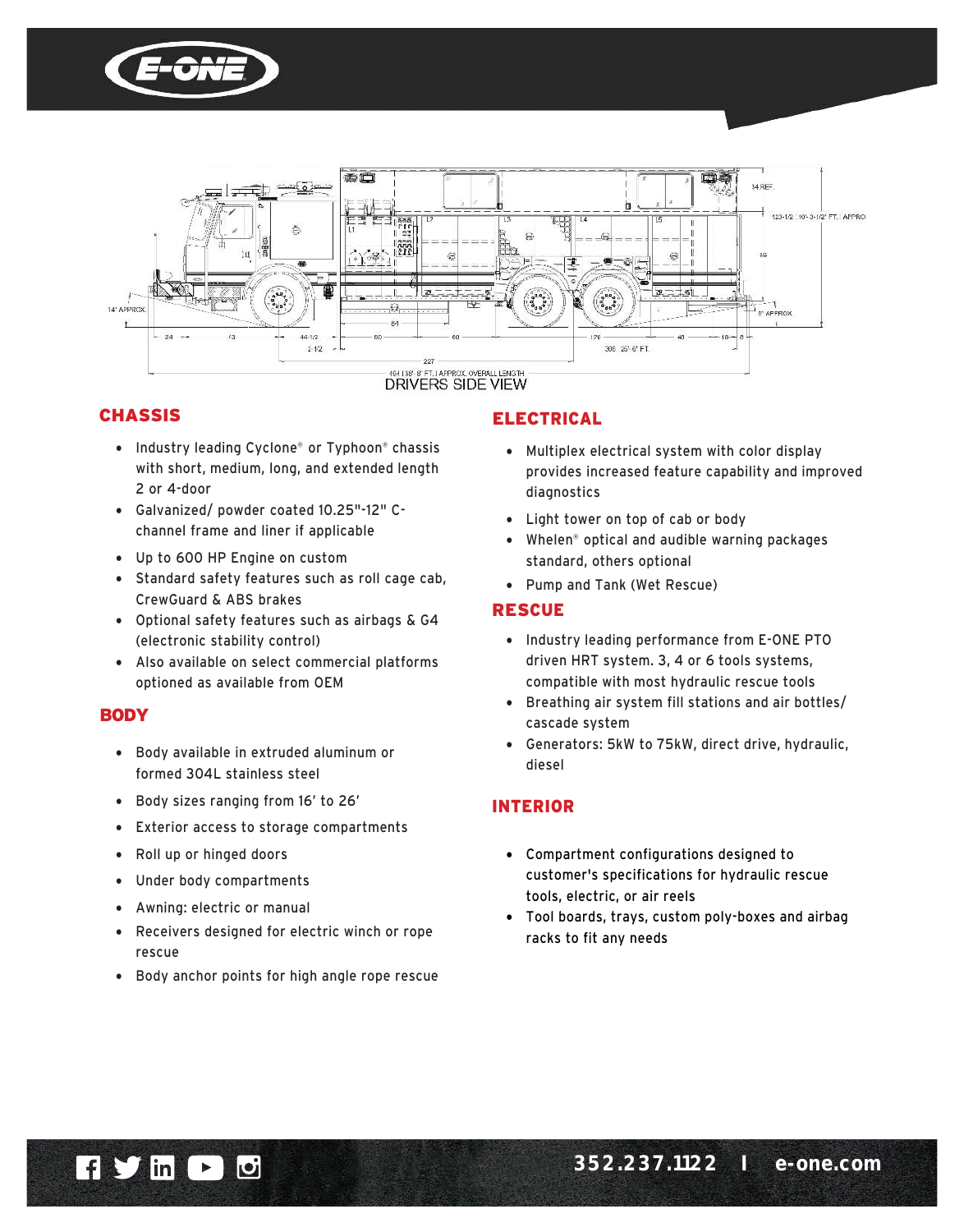DRIVERS SIDE VIEW

## CHASSIS

- Industry leading Cyclone® or Typhoon® chassis with short, medium, long, and extended length 2 or 4-door
- Galvanized/ powder coated 10.25"-12" C-channel frame and liner if applicable
- Up to 600 HP Engine on custom
- Standard safety features such as roll cage cab, CrewGuard & ABS brakes
- Optional safety features such as airbags & G4 (electronic stability control)
- Also available on select commercial platforms optioned as available from OEM

## BODY

- Body available in extruded aluminum or formed 304L stainless steel
- Body sizes ranging from 16' to 26'
- Exterior access to storage compartments
- Roll up or hinged doors
- Under body compartments
- Awning: electric or manual
- Receivers designed for electric winch or rope rescue
- Body anchor points for high angle rope rescue

## ELECTRICAL

- Multiplex electrical system with color display provides increased feature capability and improved diagnostics
- Light tower on top of cab or body
- Whelen® optical and audible warning packages standard, others optional
- Pump and Tank (Wet Rescue)

## RESCUE

- Industry leading performance from E-ONE PTO driven HRT system. 3, 4 or 6 tools systems, compatible with most hydraulic rescue tools
- Breathing air system fill stations and air bottles/ cascade system
- Generators: 5kW to 75kW, direct drive, hydraulic, diesel

## INTERIOR

- Compartment configurations designed to customer's specifications for hydraulic rescue tools, electric, or air reels
- Tool boards, trays, custom poly-boxes and airbag racks to fit any needs

352.237.1122 | e-one.com